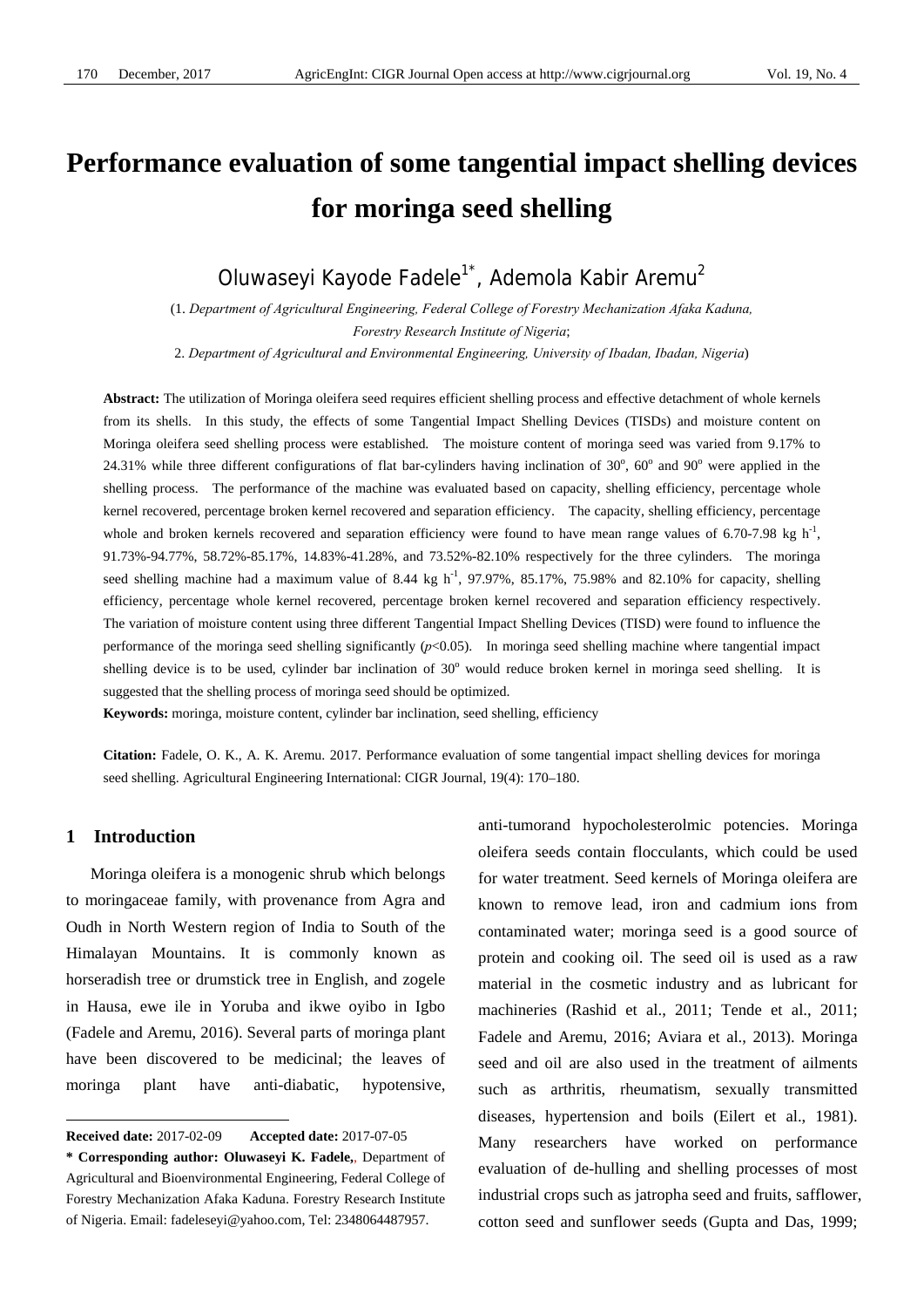# Performance evaluation of some tangential impact shelling devices for moringa seed shelling

Oluwaseyi Kayode Fadele[1*], Ademola Kabir Aremu[2]

(1. *Department of Agricultural Engineering, Federal College of Forestry Mechanization Afaka Kaduna, Forestry Research Institute of Nigeria*;

2. *Department of Agricultural and Environmental Engineering, University of Ibadan, Ibadan, Nigeria*)

**Abstract:** The utilization of Moringa oleifera seed requires efficient shelling process and effective detachment of whole kernels from its shells. In this study, the effects of some Tangential Impact Shelling Devices (TISDs) and moisture content on Moringa oleifera seed shelling process were established. The moisture content of moringa seed was varied from 9.17% to 24.31% while three different configurations of flat bar-cylinders having inclination of 30°, 60° and 90° were applied in the shelling process. The performance of the machine was evaluated based on capacity, shelling efficiency, percentage whole kernel recovered, percentage broken kernel recovered and separation efficiency. The capacity, shelling efficiency, percentage whole and broken kernels recovered and separation efficiency were found to have mean range values of 6.70-7.98 kg $h^{-1}$, 91.73%-94.77%, 58.72%-85.17%, 14.83%-41.28%, and 73.52%-82.10% respectively for the three cylinders. The moringa seed shelling machine had a maximum value of 8.44 kg $h^{-1}$, 97.97%, 85.17%, 75.98% and 82.10% for capacity, shelling efficiency, percentage whole kernel recovered, percentage broken kernel recovered and separation efficiency respectively. The variation of moisture content using three different Tangential Impact Shelling Devices (TISD) were found to influence the performance of the moringa seed shelling significantly ($p$<0.05). In moringa seed shelling machine where tangential impact shelling device is to be used, cylinder bar inclination of 30° would reduce broken kernel in moringa seed shelling. It is suggested that the shelling process of moringa seed should be optimized.

**Keywords:** moringa, moisture content, cylinder bar inclination, seed shelling, efficiency

**Citation:** Fadele, O. K., A. K. Aremu. 2017. Performance evaluation of some tangential impact shelling devices for moringa seed shelling. Agricultural Engineering International: CIGR Journal, 19(4): 170–180.

## 1 Introduction

Moringa oleifera is a monogenic shrub which belongs to moringaceae family, with provenance from Agra and Oudh in North Western region of India to South of the Himalayan Mountains. It is commonly known as horseradish tree or drumstick tree in English, and zogele in Hausa, ewe ile in Yoruba and ikwe oyibo in Igbo (Fadele and Aremu, 2016). Several parts of moringa plant have been discovered to be medicinal; the leaves of moringa plant have anti-diabatic, hypotensive, anti-tumorand hypocholesterolmic potencies. Moringa oleifera seeds contain flocculants, which could be used for water treatment. Seed kernels of Moringa oleifera are known to remove lead, iron and cadmium ions from contaminated water; moringa seed is a good source of protein and cooking oil. The seed oil is used as a raw material in the cosmetic industry and as lubricant for machineries (Rashid et al., 2011; Tende et al., 2011; Fadele and Aremu, 2016; Aviara et al., 2013). Moringa seed and oil are also used in the treatment of ailments such as arthritis, rheumatism, sexually transmitted diseases, hypertension and boils (Eilert et al., 1981). Many researchers have worked on performance evaluation of de-hulling and shelling processes of most industrial crops such as jatropha seed and fruits, safflower, cotton seed and sunflower seeds (Gupta and Das, 1999;

---

**Received date:** 2017-02-09 **Accepted date:** 2017-07-05

**\* Corresponding author: Oluwaseyi K. Fadele,** Department of Agricultural and Bioenvironmental Engineering, Federal College of Forestry Mechanization Afaka Kaduna. Forestry Research Institute of Nigeria. Email: fadeleseyi@yahoo.com, Tel: 2348064487957.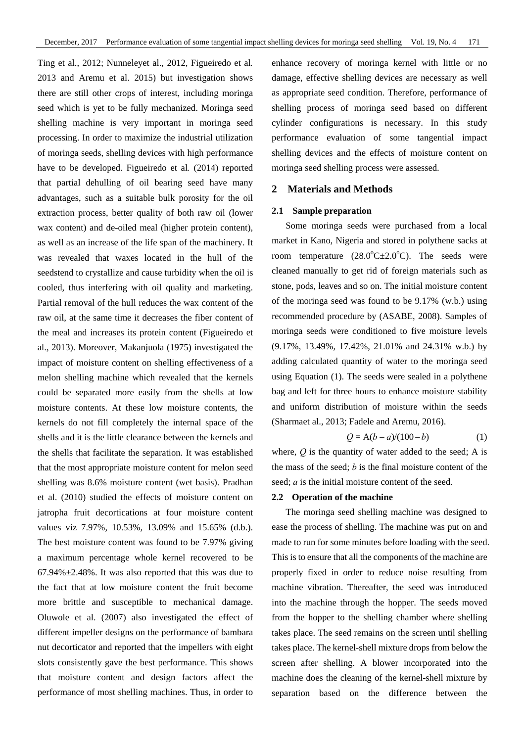Ting et al., 2012; Nunneleyet al., 2012, Figueiredo et al. 2013 and Aremu et al. 2015) but investigation shows there are still other crops of interest, including moringa seed which is yet to be fully mechanized. Moringa seed shelling machine is very important in moringa seed processing. In order to maximize the industrial utilization of moringa seeds, shelling devices with high performance have to be developed. Figueiredo et al. (2014) reported that partial dehulling of oil bearing seed have many advantages, such as a suitable bulk porosity for the oil extraction process, better quality of both raw oil (lower wax content) and de-oiled meal (higher protein content), as well as an increase of the life span of the machinery. It was revealed that waxes located in the hull of the seedstend to crystallize and cause turbidity when the oil is cooled, thus interfering with oil quality and marketing. Partial removal of the hull reduces the wax content of the raw oil, at the same time it decreases the fiber content of the meal and increases its protein content (Figueiredo et al., 2013). Moreover, Makanjuola (1975) investigated the impact of moisture content on shelling effectiveness of a melon shelling machine which revealed that the kernels could be separated more easily from the shells at low moisture contents. At these low moisture contents, the kernels do not fill completely the internal space of the shells and it is the little clearance between the kernels and the shells that facilitate the separation. It was established that the most appropriate moisture content for melon seed shelling was 8.6% moisture content (wet basis). Pradhan et al. (2010) studied the effects of moisture content on jatropha fruit decortications at four moisture content values viz 7.97%, 10.53%, 13.09% and 15.65% (d.b.). The best moisture content was found to be 7.97% giving a maximum percentage whole kernel recovered to be 67.94%±2.48%. It was also reported that this was due to the fact that at low moisture content the fruit become more brittle and susceptible to mechanical damage. Oluwole et al. (2007) also investigated the effect of different impeller designs on the performance of bambara nut decorticator and reported that the impellers with eight slots consistently gave the best performance. This shows that moisture content and design factors affect the performance of most shelling machines. Thus, in order to enhance recovery of moringa kernel with little or no damage, effective shelling devices are necessary as well as appropriate seed condition. Therefore, performance of shelling process of moringa seed based on different cylinder configurations is necessary. In this study performance evaluation of some tangential impact shelling devices and the effects of moisture content on moringa seed shelling process were assessed.

## 2 Materials and Methods

### 2.1 Sample preparation

Some moringa seeds were purchased from a local market in Kano, Nigeria and stored in polythene sacks at room temperature ($28.0^oC\pm2.0^oC$). The seeds were cleaned manually to get rid of foreign materials such as stone, pods, leaves and so on. The initial moisture content of the moringa seed was found to be 9.17% (w.b.) using recommended procedure by (ASABE, 2008). Samples of moringa seeds were conditioned to five moisture levels (9.17%, 13.49%, 17.42%, 21.01% and 24.31% w.b.) by adding calculated quantity of water to the moringa seed using Equation (1). The seeds were sealed in a polythene bag and left for three hours to enhance moisture stability and uniform distribution of moisture within the seeds (Sharmaet al., 2013; Fadele and Aremu, 2016).

$$Q = \mathrm{A}(b - a)/(100 - b) \tag{1}$$

where, $Q$ is the quantity of water added to the seed; A is the mass of the seed; $b$ is the final moisture content of the seed; $a$ is the initial moisture content of the seed.

### 2.2 Operation of the machine

The moringa seed shelling machine was designed to ease the process of shelling. The machine was put on and made to run for some minutes before loading with the seed. This is to ensure that all the components of the machine are properly fixed in order to reduce noise resulting from machine vibration. Thereafter, the seed was introduced into the machine through the hopper. The seeds moved from the hopper to the shelling chamber where shelling takes place. The seed remains on the screen until shelling takes place. The kernel-shell mixture drops from below the screen after shelling. A blower incorporated into the machine does the cleaning of the kernel-shell mixture by separation based on the difference between the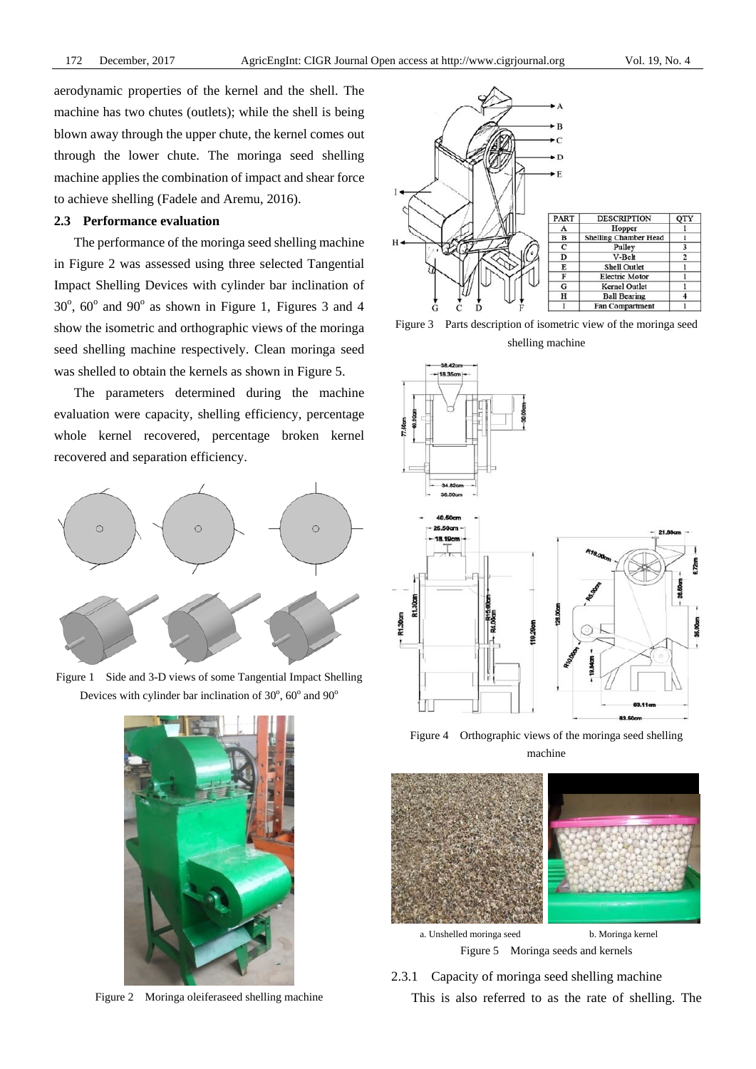aerodynamic properties of the kernel and the shell. The machine has two chutes (outlets); while the shell is being blown away through the upper chute, the kernel comes out through the lower chute. The moringa seed shelling machine applies the combination of impact and shear force to achieve shelling (Fadele and Aremu, 2016).

### 2.3 Performance evaluation

The performance of the moringa seed shelling machine in Figure 2 was assessed using three selected Tangential Impact Shelling Devices with cylinder bar inclination of 30°, 60° and 90° as shown in Figure 1, Figures 3 and 4 show the isometric and orthographic views of the moringa seed shelling machine respectively. Clean moringa seed was shelled to obtain the kernels as shown in Figure 5.

The parameters determined during the machine evaluation were capacity, shelling efficiency, percentage whole kernel recovered, percentage broken kernel recovered and separation efficiency.

Figure 1 Side and 3-D views of some Tangential Impact Shelling Devices with cylinder bar inclination of 30°, 60° and 90°

Figure 2 Moringa oleiferaseed shelling machine

| PART | DESCRIPTION | QTY |
|---|---|---|
| A | Hopper | 1 |
| B | Shelling Chamber Head | 1 |
| C | Pulley | 3 |
| D | V-Belt | 2 |
| E | Shell Outlet | 1 |
| F | Electric Motor | 1 |
| G | Kernel Outlet | 1 |
| H | Ball Bearing | 4 |
| I | Fan Compartment | 1 |

Figure 3 Parts description of isometric view of the moringa seed shelling machine

Figure 4 Orthographic views of the moringa seed shelling machine

a. Unshelled moringa seed    b. Moringa kernel

Figure 5 Moringa seeds and kernels

#### 2.3.1 Capacity of moringa seed shelling machine

This is also referred to as the rate of shelling. The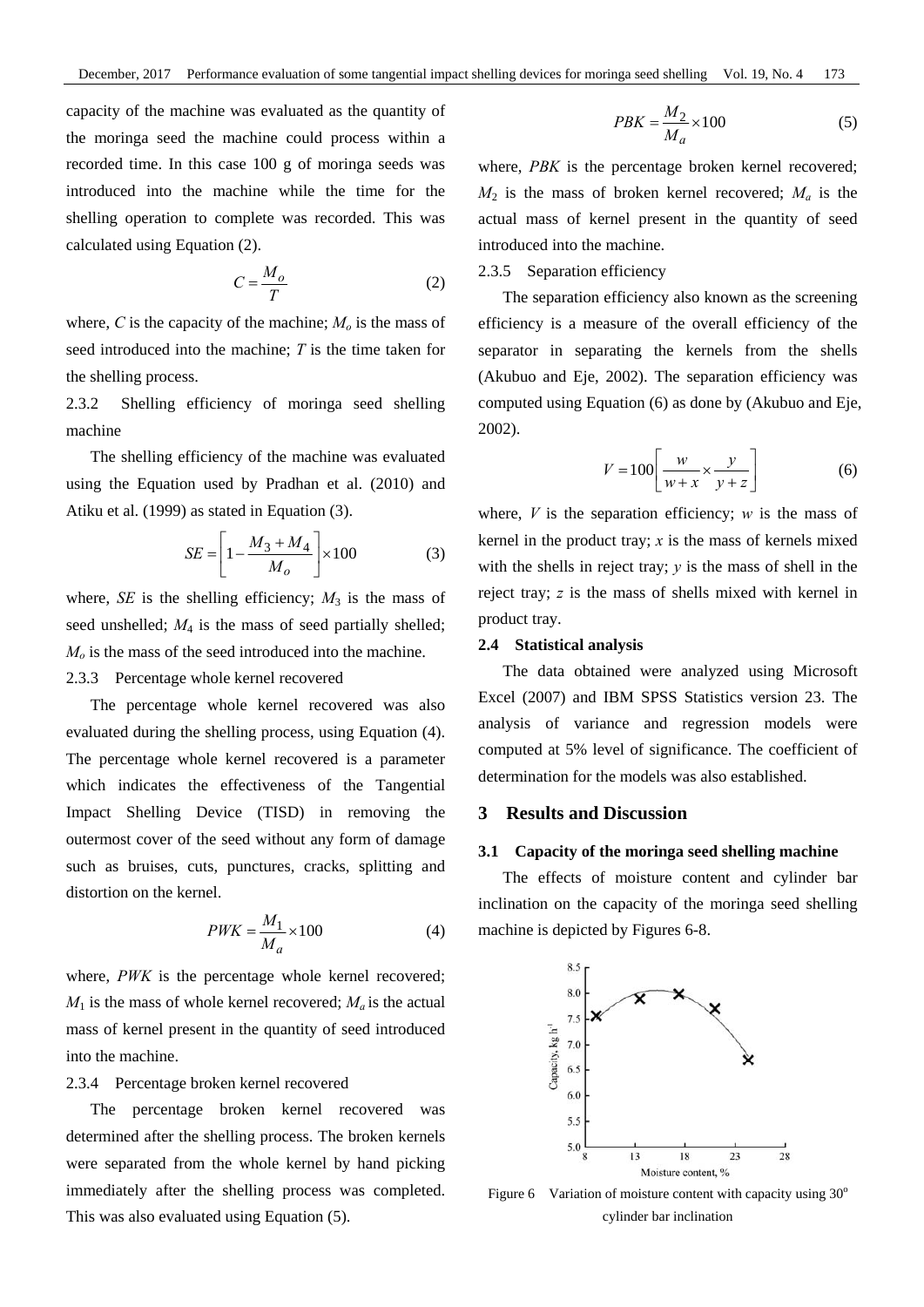capacity of the machine was evaluated as the quantity of the moringa seed the machine could process within a recorded time. In this case 100 g of moringa seeds was introduced into the machine while the time for the shelling operation to complete was recorded. This was calculated using Equation (2).

$$C = \frac{M_o}{T} \tag{2}$$

where, $C$ is the capacity of the machine; $M_o$ is the mass of seed introduced into the machine; $T$ is the time taken for the shelling process.

2.3.2 Shelling efficiency of moringa seed shelling machine

The shelling efficiency of the machine was evaluated using the Equation used by Pradhan et al. (2010) and Atiku et al. (1999) as stated in Equation (3).

$$SE = \left[1 - \frac{M_3 + M_4}{M_o}\right] \times 100 \tag{3}$$

where, $SE$ is the shelling efficiency; $M_3$ is the mass of seed unshelled; $M_4$ is the mass of seed partially shelled; $M_o$ is the mass of the seed introduced into the machine.

2.3.3 Percentage whole kernel recovered

The percentage whole kernel recovered was also evaluated during the shelling process, using Equation (4). The percentage whole kernel recovered is a parameter which indicates the effectiveness of the Tangential Impact Shelling Device (TISD) in removing the outermost cover of the seed without any form of damage such as bruises, cuts, punctures, cracks, splitting and distortion on the kernel.

$$PWK = \frac{M_1}{M_a} \times 100 \tag{4}$$

where, $PWK$ is the percentage whole kernel recovered; $M_1$ is the mass of whole kernel recovered; $M_a$ is the actual mass of kernel present in the quantity of seed introduced into the machine.

2.3.4 Percentage broken kernel recovered

The percentage broken kernel recovered was determined after the shelling process. The broken kernels were separated from the whole kernel by hand picking immediately after the shelling process was completed. This was also evaluated using Equation (5).

$$PBK = \frac{M_2}{M_a} \times 100 \tag{5}$$

where, $PBK$ is the percentage broken kernel recovered; $M_2$ is the mass of broken kernel recovered; $M_a$ is the actual mass of kernel present in the quantity of seed introduced into the machine.

2.3.5 Separation efficiency

The separation efficiency also known as the screening efficiency is a measure of the overall efficiency of the separator in separating the kernels from the shells (Akubuo and Eje, 2002). The separation efficiency was computed using Equation (6) as done by (Akubuo and Eje, 2002).

$$V = 100\left[\frac{w}{w+x} \times \frac{y}{y+z}\right] \tag{6}$$

where, $V$ is the separation efficiency; $w$ is the mass of kernel in the product tray; $x$ is the mass of kernels mixed with the shells in reject tray; $y$ is the mass of shell in the reject tray; $z$ is the mass of shells mixed with kernel in product tray.

### 2.4 Statistical analysis

The data obtained were analyzed using Microsoft Excel (2007) and IBM SPSS Statistics version 23. The analysis of variance and regression models were computed at 5% level of significance. The coefficient of determination for the models was also established.

## 3 Results and Discussion

### 3.1 Capacity of the moringa seed shelling machine

The effects of moisture content and cylinder bar inclination on the capacity of the moringa seed shelling machine is depicted by Figures 6-8.

Figure 6 Variation of moisture content with capacity using 30° cylinder bar inclination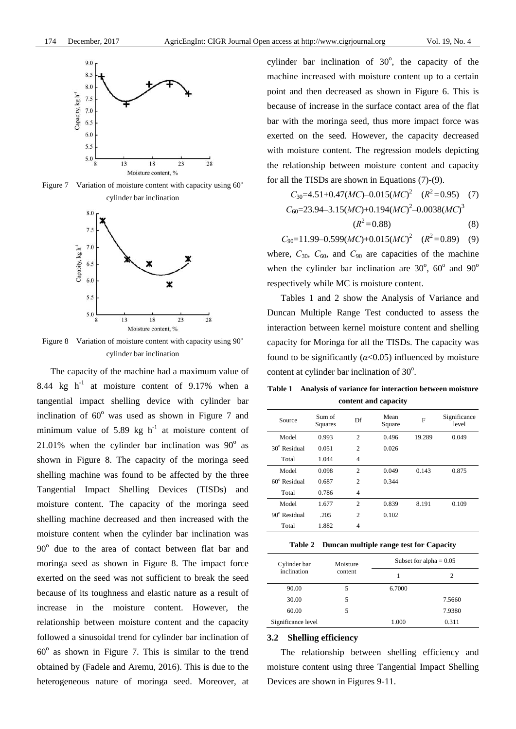Figure 7 Variation of moisture content with capacity using 60° cylinder bar inclination

Figure 8 Variation of moisture content with capacity using 90° cylinder bar inclination

The capacity of the machine had a maximum value of 8.44 kg $h^{-1}$ at moisture content of 9.17% when a tangential impact shelling device with cylinder bar inclination of 60° was used as shown in Figure 7 and minimum value of 5.89 kg $h^{-1}$ at moisture content of 21.01% when the cylinder bar inclination was 90° as shown in Figure 8. The capacity of the moringa seed shelling machine was found to be affected by the three Tangential Impact Shelling Devices (TISDs) and moisture content. The capacity of the moringa seed shelling machine decreased and then increased with the moisture content when the cylinder bar inclination was 90° due to the area of contact between flat bar and moringa seed as shown in Figure 8. The impact force exerted on the seed was not sufficient to break the seed because of its toughness and elastic nature as a result of increase in the moisture content. However, the relationship between moisture content and the capacity followed a sinusoidal trend for cylinder bar inclination of 60° as shown in Figure 7. This is similar to the trend obtained by (Fadele and Aremu, 2016). This is due to the heterogeneous nature of moringa seed. Moreover, at cylinder bar inclination of 30°, the capacity of the machine increased with moisture content up to a certain point and then decreased as shown in Figure 6. This is because of increase in the surface contact area of the flat bar with the moringa seed, thus more impact force was exerted on the seed. However, the capacity decreased with moisture content. The regression models depicting the relationship between moisture content and capacity for all the TISDs are shown in Equations (7)-(9).

$$C_{30}=4.51+0.47(MC)-0.015(MC)^2 \quad (R^2=0.95) \quad (7)$$

$$C_{60}=23.94-3.15(MC)+0.194(MC)^2-0.0038(MC)^3 \quad (R^2=0.88) \quad (8)$$

$$C_{90}=11.99-0.599(MC)+0.015(MC)^2 \quad (R^2=0.89) \quad (9)$$

where, $C_{30}$, $C_{60}$, and $C_{90}$ are capacities of the machine when the cylinder bar inclination are 30°, 60° and 90° respectively while MC is moisture content.

Tables 1 and 2 show the Analysis of Variance and Duncan Multiple Range Test conducted to assess the interaction between kernel moisture content and shelling capacity for Moringa for all the TISDs. The capacity was found to be significantly ($\alpha$<0.05) influenced by moisture content at cylinder bar inclination of 30°.

**Table 1 Analysis of variance for interaction between moisture content and capacity**

| Source | Sum of Squares | Df | Mean Square | F | Significance level |
|---|---|---|---|---|---|
| Model | 0.993 | 2 | 0.496 | 19.289 | 0.049 |
| 30° Residual | 0.051 | 2 | 0.026 | | |
| Total | 1.044 | 4 | | | |
| Model | 0.098 | 2 | 0.049 | 0.143 | 0.875 |
| 60° Residual | 0.687 | 2 | 0.344 | | |
| Total | 0.786 | 4 | | | |
| Model | 1.677 | 2 | 0.839 | 8.191 | 0.109 |
| 90° Residual | .205 | 2 | 0.102 | | |
| Total | 1.882 | 4 | | | |

**Table 2 Duncan multiple range test for Capacity**

| Cylinder bar inclination | Moisture content | Subset for alpha = 0.05 | |
|---|---|---|---|
| | | 1 | 2 |
| 90.00 | 5 | 6.7000 | |
| 30.00 | 5 | | 7.5660 |
| 60.00 | 5 | | 7.9380 |
| Significance level | | 1.000 | 0.311 |

### 3.2 Shelling efficiency

The relationship between shelling efficiency and moisture content using three Tangential Impact Shelling Devices are shown in Figures 9-11.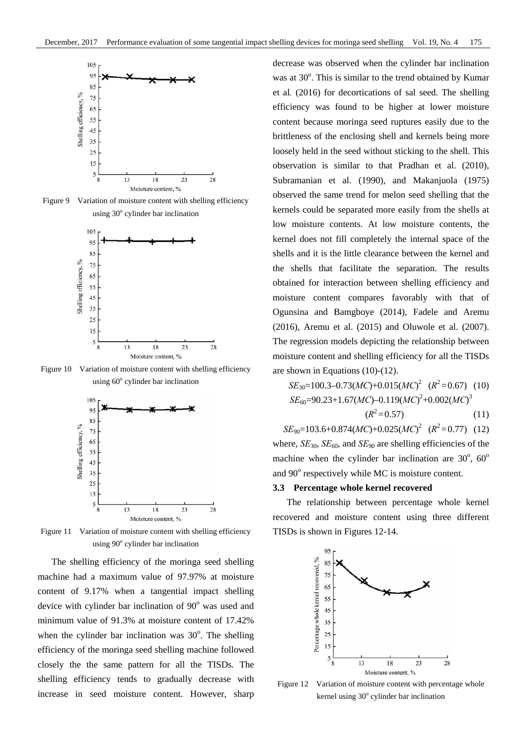Figure 9 Variation of moisture content with shelling efficiency using 30° cylinder bar inclination

Figure 10 Variation of moisture content with shelling efficiency using 60° cylinder bar inclination

Figure 11 Variation of moisture content with shelling efficiency using 90° cylinder bar inclination

The shelling efficiency of the moringa seed shelling machine had a maximum value of 97.97% at moisture content of 9.17% when a tangential impact shelling device with cylinder bar inclination of 90° was used and minimum value of 91.3% at moisture content of 17.42% when the cylinder bar inclination was 30°. The shelling efficiency of the moringa seed shelling machine followed closely the the same pattern for all the TISDs. The shelling efficiency tends to gradually decrease with increase in seed moisture content. However, sharp decrease was observed when the cylinder bar inclination was at 30°. This is similar to the trend obtained by Kumar et al. (2016) for decortications of sal seed. The shelling efficiency was found to be higher at lower moisture content because moringa seed ruptures easily due to the brittleness of the enclosing shell and kernels being more loosely held in the seed without sticking to the shell. This observation is similar to that Pradhan et al. (2010), Subramanian et al. (1990), and Makanjuola (1975) observed the same trend for melon seed shelling that the kernels could be separated more easily from the shells at low moisture contents. At low moisture contents, the kernel does not fill completely the internal space of the shells and it is the little clearance between the kernel and the shells that facilitate the separation. The results obtained for interaction between shelling efficiency and moisture content compares favorably with that of Ogunsina and Bamgboye (2014), Fadele and Aremu (2016), Aremu et al. (2015) and Oluwole et al. (2007). The regression models depicting the relationship between moisture content and shelling efficiency for all the TISDs are shown in Equations (10)-(12).

$$SE_{30}=100.3-0.73(MC)+0.015(MC)^2 \quad (R^2=0.67) \quad (10)$$

$$SE_{60}=90.23+1.67(MC)-0.119(MC)^2+0.002(MC)^3 \quad (R^2=0.57) \quad (11)$$

$$SE_{90}=103.6+0.874(MC)+0.025(MC)^2 \quad (R^2=0.77) \quad (12)$$

where, $SE_{30}$, $SE_{60}$, and $SE_{90}$ are shelling efficiencies of the machine when the cylinder bar inclination are 30°, 60° and 90° respectively while MC is moisture content.

### 3.3 Percentage whole kernel recovered

The relationship between percentage whole kernel recovered and moisture content using three different TISDs is shown in Figures 12-14.

Figure 12 Variation of moisture content with percentage whole kernel using 30° cylinder bar inclination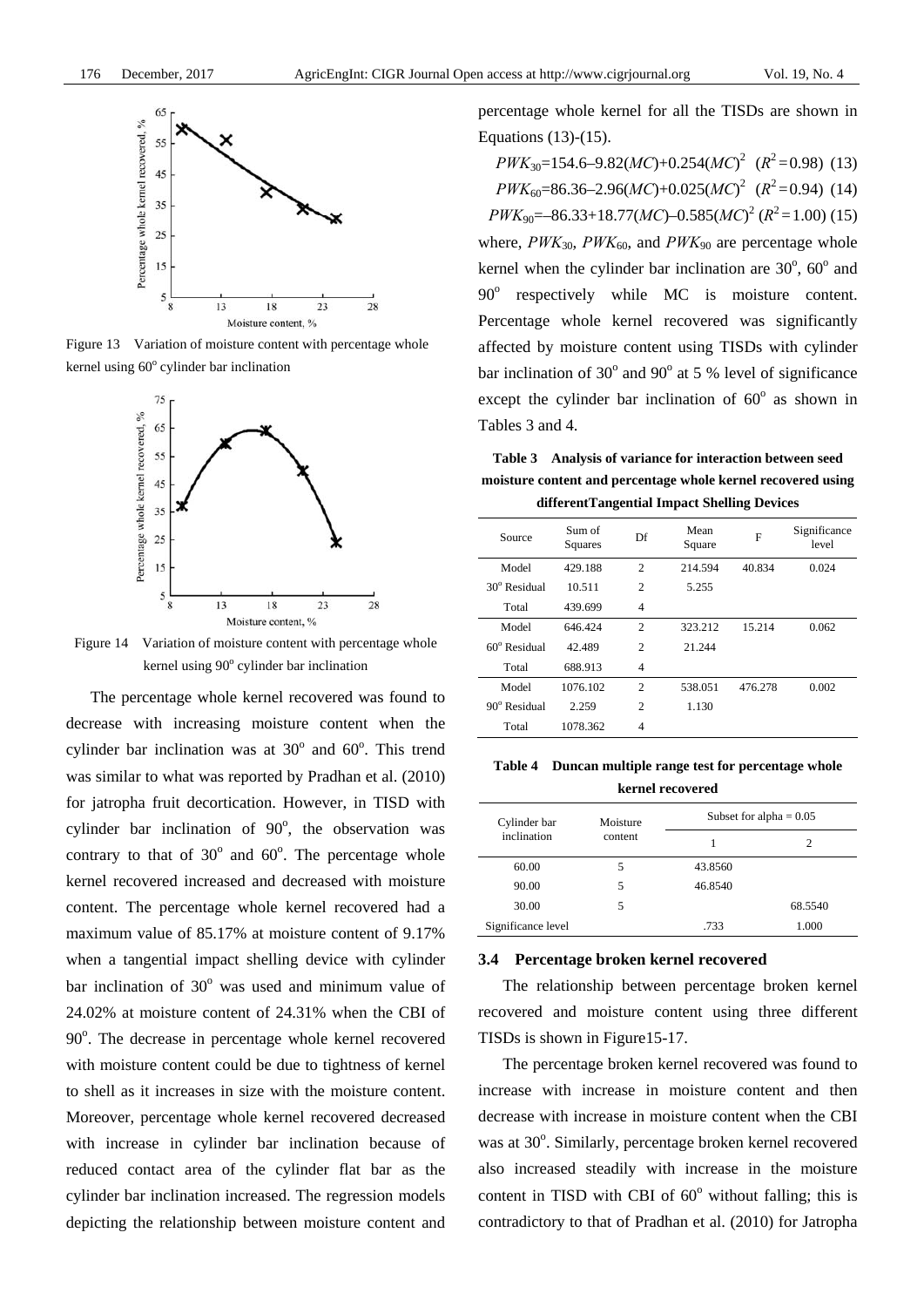Figure 13 Variation of moisture content with percentage whole kernel using 60° cylinder bar inclination

Figure 14 Variation of moisture content with percentage whole kernel using 90° cylinder bar inclination

The percentage whole kernel recovered was found to decrease with increasing moisture content when the cylinder bar inclination was at 30° and 60°. This trend was similar to what was reported by Pradhan et al. (2010) for jatropha fruit decortication. However, in TISD with cylinder bar inclination of 90°, the observation was contrary to that of 30° and 60°. The percentage whole kernel recovered increased and decreased with moisture content. The percentage whole kernel recovered had a maximum value of 85.17% at moisture content of 9.17% when a tangential impact shelling device with cylinder bar inclination of 30° was used and minimum value of 24.02% at moisture content of 24.31% when the CBI of 90°. The decrease in percentage whole kernel recovered with moisture content could be due to tightness of kernel to shell as it increases in size with the moisture content. Moreover, percentage whole kernel recovered decreased with increase in cylinder bar inclination because of reduced contact area of the cylinder flat bar as the cylinder bar inclination increased. The regression models depicting the relationship between moisture content and percentage whole kernel for all the TISDs are shown in Equations (13)-(15).

$$PWK_{30}=154.6-9.82(MC)+0.254(MC)^2 \quad (R^2=0.98) \quad (13)$$

$$PWK_{60}=86.36-2.96(MC)+0.025(MC)^2 \quad (R^2=0.94) \quad (14)$$

$$PWK_{90}=-86.33+18.77(MC)-0.585(MC)^2 \quad (R^2=1.00) \quad (15)$$

where, $PWK_{30}$, $PWK_{60}$, and $PWK_{90}$ are percentage whole kernel when the cylinder bar inclination are 30°, 60° and 90° respectively while MC is moisture content. Percentage whole kernel recovered was significantly affected by moisture content using TISDs with cylinder bar inclination of 30° and 90° at 5 % level of significance except the cylinder bar inclination of 60° as shown in Tables 3 and 4.

**Table 3 Analysis of variance for interaction between seed moisture content and percentage whole kernel recovered using differentTangential Impact Shelling Devices**

| Source | Sum of Squares | Df | Mean Square | F | Significance level |
|---|---|---|---|---|---|
| Model | 429.188 | 2 | 214.594 | 40.834 | 0.024 |
| 30° Residual | 10.511 | 2 | 5.255 | | |
| Total | 439.699 | 4 | | | |
| Model | 646.424 | 2 | 323.212 | 15.214 | 0.062 |
| 60° Residual | 42.489 | 2 | 21.244 | | |
| Total | 688.913 | 4 | | | |
| Model | 1076.102 | 2 | 538.051 | 476.278 | 0.002 |
| 90° Residual | 2.259 | 2 | 1.130 | | |
| Total | 1078.362 | 4 | | | |

**Table 4 Duncan multiple range test for percentage whole kernel recovered**

| Cylinder bar inclination | Moisture content | Subset for alpha = 0.05 | |
|---|---|---|---|
| | | 1 | 2 |
| 60.00 | 5 | 43.8560 | |
| 90.00 | 5 | 46.8540 | |
| 30.00 | 5 | | 68.5540 |
| Significance level | | .733 | 1.000 |

### 3.4 Percentage broken kernel recovered

The relationship between percentage broken kernel recovered and moisture content using three different TISDs is shown in Figure15-17.

The percentage broken kernel recovered was found to increase with increase in moisture content and then decrease with increase in moisture content when the CBI was at 30°. Similarly, percentage broken kernel recovered also increased steadily with increase in the moisture content in TISD with CBI of 60° without falling; this is contradictory to that of Pradhan et al. (2010) for Jatropha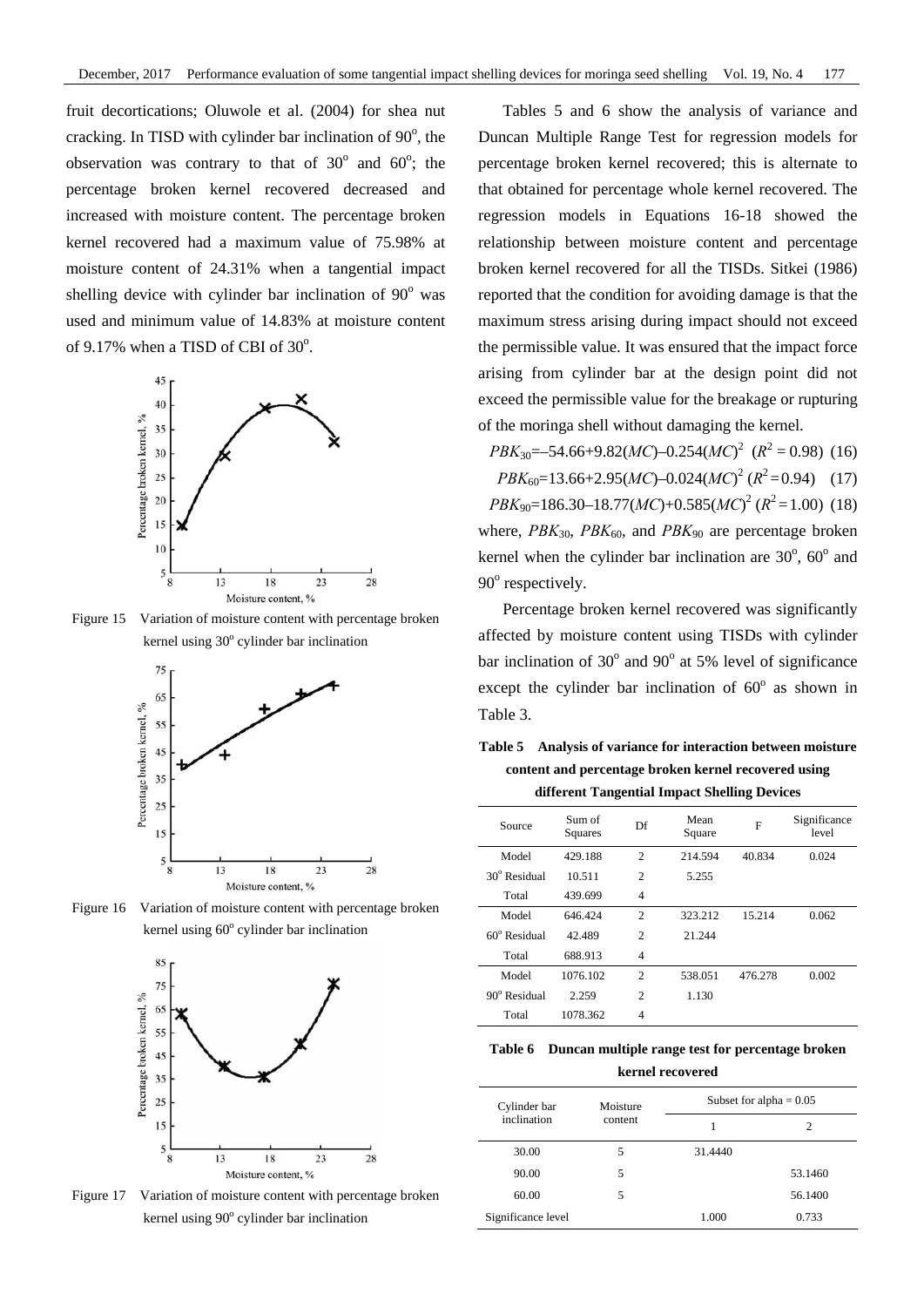fruit decortications; Oluwole et al. (2004) for shea nut cracking. In TISD with cylinder bar inclination of 90°, the observation was contrary to that of 30° and 60°; the percentage broken kernel recovered decreased and increased with moisture content. The percentage broken kernel recovered had a maximum value of 75.98% at moisture content of 24.31% when a tangential impact shelling device with cylinder bar inclination of 90° was used and minimum value of 14.83% at moisture content of 9.17% when a TISD of CBI of 30°.

Figure 15 Variation of moisture content with percentage broken kernel using 30° cylinder bar inclination

Figure 16 Variation of moisture content with percentage broken kernel using 60° cylinder bar inclination

Figure 17 Variation of moisture content with percentage broken kernel using 90° cylinder bar inclination

Tables 5 and 6 show the analysis of variance and Duncan Multiple Range Test for regression models for percentage broken kernel recovered; this is alternate to that obtained for percentage whole kernel recovered. The regression models in Equations 16-18 showed the relationship between moisture content and percentage broken kernel recovered for all the TISDs. Sitkei (1986) reported that the condition for avoiding damage is that the maximum stress arising during impact should not exceed the permissible value. It was ensured that the impact force arising from cylinder bar at the design point did not exceed the permissible value for the breakage or rupturing of the moringa shell without damaging the kernel.

$$PBK_{30}=-54.66+9.82(MC)-0.254(MC)^2 \quad (R^2 = 0.98) \quad (16)$$

$$PBK_{60}=13.66+2.95(MC)-0.024(MC)^2 \quad (R^2 = 0.94) \quad (17)$$

$$PBK_{90}=186.30-18.77(MC)+0.585(MC)^2 \quad (R^2 = 1.00) \quad (18)$$

where, $PBK_{30}$, $PBK_{60}$, and $PBK_{90}$ are percentage broken kernel when the cylinder bar inclination are 30°, 60° and 90° respectively.

Percentage broken kernel recovered was significantly affected by moisture content using TISDs with cylinder bar inclination of 30° and 90° at 5% level of significance except the cylinder bar inclination of 60° as shown in Table 3.

**Table 5 Analysis of variance for interaction between moisture content and percentage broken kernel recovered using different Tangential Impact Shelling Devices**

| Source | Sum of Squares | Df | Mean Square | F | Significance level |
|---|---|---|---|---|---|
| Model | 429.188 | 2 | 214.594 | 40.834 | 0.024 |
| 30° Residual | 10.511 | 2 | 5.255 | | |
| Total | 439.699 | 4 | | | |
| Model | 646.424 | 2 | 323.212 | 15.214 | 0.062 |
| 60° Residual | 42.489 | 2 | 21.244 | | |
| Total | 688.913 | 4 | | | |
| Model | 1076.102 | 2 | 538.051 | 476.278 | 0.002 |
| 90° Residual | 2.259 | 2 | 1.130 | | |
| Total | 1078.362 | 4 | | | |

**Table 6 Duncan multiple range test for percentage broken kernel recovered**

| Cylinder bar inclination | Moisture content | Subset for alpha = 0.05 | |
|---|---|---|---|
| | | 1 | 2 |
| 30.00 | 5 | 31.4440 | |
| 90.00 | 5 | | 53.1460 |
| 60.00 | 5 | | 56.1400 |
| Significance level | | 1.000 | 0.733 |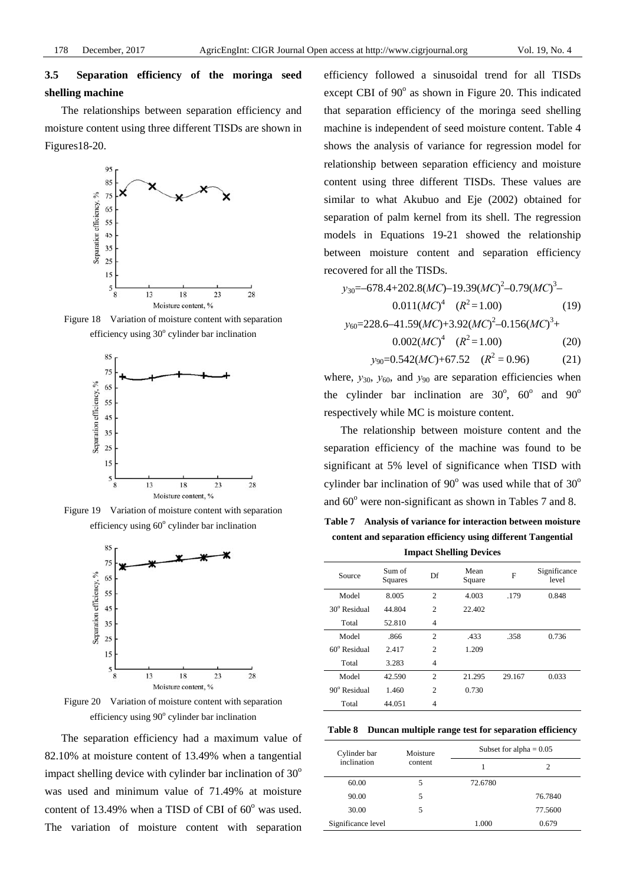### 3.5 Separation efficiency of the moringa seed shelling machine

The relationships between separation efficiency and moisture content using three different TISDs are shown in Figures18-20.

Figure 18 Variation of moisture content with separation efficiency using 30° cylinder bar inclination

Figure 19 Variation of moisture content with separation efficiency using 60° cylinder bar inclination

Figure 20 Variation of moisture content with separation efficiency using 90° cylinder bar inclination

The separation efficiency had a maximum value of 82.10% at moisture content of 13.49% when a tangential impact shelling device with cylinder bar inclination of 30° was used and minimum value of 71.49% at moisture content of 13.49% when a TISD of CBI of 60° was used. The variation of moisture content with separation efficiency followed a sinusoidal trend for all TISDs except CBI of 90° as shown in Figure 20. This indicated that separation efficiency of the moringa seed shelling machine is independent of seed moisture content. Table 4 shows the analysis of variance for regression model for relationship between separation efficiency and moisture content using three different TISDs. These values are similar to what Akubuo and Eje (2002) obtained for separation of palm kernel from its shell. The regression models in Equations 19-21 showed the relationship between moisture content and separation efficiency recovered for all the TISDs.

$$y_{30}=-678.4+202.8(MC)-19.39(MC)^2-0.79(MC)^3-0.011(MC)^4 \quad (R^2=1.00) \tag{19}$$

$$y_{60}=228.6-41.59(MC)+3.92(MC)^2-0.156(MC)^3+0.002(MC)^4 \quad (R^2=1.00) \tag{20}$$

$$y_{90}=0.542(MC)+67.52 \quad (R^2=0.96) \tag{21}$$

where, $y_{30}$, $y_{60}$, and $y_{90}$ are separation efficiencies when the cylinder bar inclination are 30°, 60° and 90° respectively while MC is moisture content.

The relationship between moisture content and the separation efficiency of the machine was found to be significant at 5% level of significance when TISD with cylinder bar inclination of 90° was used while that of 30° and 60° were non-significant as shown in Tables 7 and 8.

**Table 7 Analysis of variance for interaction between moisture content and separation efficiency using different Tangential Impact Shelling Devices**

| Source | Sum of Squares | Df | Mean Square | F | Significance level |
|---|---|---|---|---|---|
| Model | 8.005 | 2 | 4.003 | .179 | 0.848 |
| 30° Residual | 44.804 | 2 | 22.402 | | |
| Total | 52.810 | 4 | | | |
| Model | .866 | 2 | .433 | .358 | 0.736 |
| 60° Residual | 2.417 | 2 | 1.209 | | |
| Total | 3.283 | 4 | | | |
| Model | 42.590 | 2 | 21.295 | 29.167 | 0.033 |
| 90° Residual | 1.460 | 2 | 0.730 | | |
| Total | 44.051 | 4 | | | |

**Table 8 Duncan multiple range test for separation efficiency**

| Cylinder bar inclination | Moisture content | Subset for alpha = 0.05 | |
|---|---|---|---|
| | | 1 | 2 |
| 60.00 | 5 | 72.6780 | |
| 90.00 | 5 | | 76.7840 |
| 30.00 | 5 | | 77.5600 |
| Significance level | | 1.000 | 0.679 |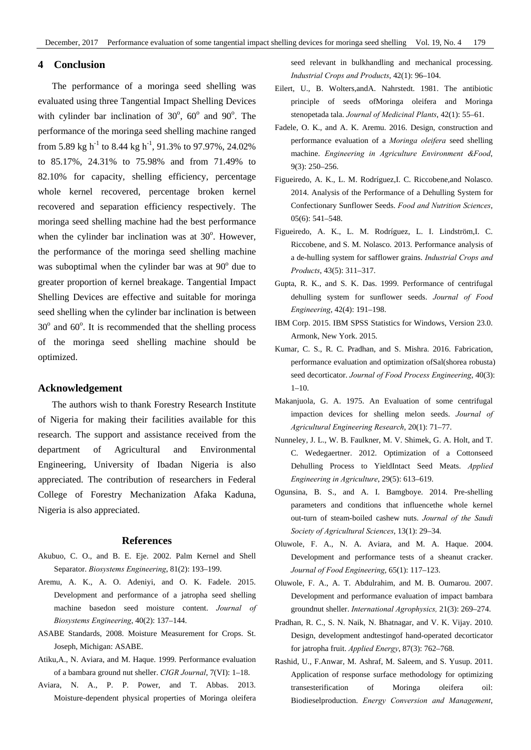## 4 Conclusion

The performance of a moringa seed shelling was evaluated using three Tangential Impact Shelling Devices with cylinder bar inclination of $30^o$, $60^o$ and $90^o$. The performance of the moringa seed shelling machine ranged from 5.89 kg $h^{-1}$ to 8.44 kg $h^{-1}$, 91.3% to 97.97%, 24.02% to 85.17%, 24.31% to 75.98% and from 71.49% to 82.10% for capacity, shelling efficiency, percentage whole kernel recovered, percentage broken kernel recovered and separation efficiency respectively. The moringa seed shelling machine had the best performance when the cylinder bar inclination was at $30^o$. However, the performance of the moringa seed shelling machine was suboptimal when the cylinder bar was at $90^o$ due to greater proportion of kernel breakage. Tangential Impact Shelling Devices are effective and suitable for moringa seed shelling when the cylinder bar inclination is between $30^o$ and $60^o$. It is recommended that the shelling process of the moringa seed shelling machine should be optimized.

## Acknowledgement

The authors wish to thank Forestry Research Institute of Nigeria for making their facilities available for this research. The support and assistance received from the department of Agricultural and Environmental Engineering, University of Ibadan Nigeria is also appreciated. The contribution of researchers in Federal College of Forestry Mechanization Afaka Kaduna, Nigeria is also appreciated.

## References

Akubuo, C. O., and B. E. Eje. 2002. Palm Kernel and Shell Separator. *Biosystems Engineering*, 81(2): 193–199.

Aremu, A. K., A. O. Adeniyi, and O. K. Fadele. 2015. Development and performance of a jatropha seed shelling machine basedon seed moisture content. *Journal of Biosystems Engineering*, 40(2): 137–144.

ASABE Standards, 2008. Moisture Measurement for Crops. St. Joseph, Michigan: ASABE.

Atiku,A., N. Aviara, and M. Haque. 1999. Performance evaluation of a bambara ground nut sheller. *CIGR Journal*, 7(VI): 1–18.

Aviara, N. A., P. P. Power, and T. Abbas. 2013. Moisture-dependent physical properties of Moringa oleifera seed relevant in bulkhandling and mechanical processing. *Industrial Crops and Products*, 42(1): 96–104.

Eilert, U., B. Wolters,andA. Nahrstedt. 1981. The antibiotic principle of seeds ofMoringa oleifera and Moringa stenopetada tala. *Journal of Medicinal Plants*, 42(1): 55–61.

Fadele, O. K., and A. K. Aremu. 2016. Design, construction and performance evaluation of a *Moringa oleifera* seed shelling machine. *Engineering in Agriculture Environment &Food*, 9(3): 250–256.

Figueiredo, A. K., L. M. Rodríguez,I. C. Riccobene,and Nolasco. 2014. Analysis of the Performance of a Dehulling System for Confectionary Sunflower Seeds. *Food and Nutrition Sciences*, 05(6): 541–548.

Figueiredo, A. K., L. M. Rodríguez, L. I. Lindström,I. C. Riccobene, and S. M. Nolasco. 2013. Performance analysis of a de-hulling system for safflower grains. *Industrial Crops and Products*, 43(5): 311–317.

Gupta, R. K., and S. K. Das. 1999. Performance of centrifugal dehulling system for sunflower seeds. *Journal of Food Engineering*, 42(4): 191–198.

IBM Corp. 2015. IBM SPSS Statistics for Windows, Version 23.0. Armonk, New York. 2015.

Kumar, C. S., R. C. Pradhan, and S. Mishra. 2016. Fabrication, performance evaluation and optimization ofSal(shorea robusta) seed decorticator. *Journal of Food Process Engineering*, 40(3): 1–10.

Makanjuola, G. A. 1975. An Evaluation of some centrifugal impaction devices for shelling melon seeds. *Journal of Agricultural Engineering Research*, 20(1): 71–77.

Nunneley, J. L., W. B. Faulkner, M. V. Shimek, G. A. Holt, and T. C. Wedegaertner. 2012. Optimization of a Cottonseed Dehulling Process to YieldIntact Seed Meats. *Applied Engineering in Agriculture*, 29(5): 613–619.

Ogunsina, B. S., and A. I. Bamgboye. 2014. Pre-shelling parameters and conditions that influencethe whole kernel out-turn of steam-boiled cashew nuts. *Journal of the Saudi Society of Agricultural Sciences*, 13(1): 29–34.

Oluwole, F. A., N. A. Aviara, and M. A. Haque. 2004. Development and performance tests of a sheanut cracker. *Journal of Food Engineering*, 65(1): 117–123.

Oluwole, F. A., A. T. Abdulrahim, and M. B. Oumarou. 2007. Development and performance evaluation of impact bambara groundnut sheller. *International Agrophysics,* 21(3): 269–274.

Pradhan, R. C., S. N. Naik, N. Bhatnagar, and V. K. Vijay. 2010. Design, development andtestingof hand-operated decorticator for jatropha fruit. *Applied Energy*, 87(3): 762–768.

Rashid, U., F.Anwar, M. Ashraf, M. Saleem, and S. Yusup. 2011. Application of response surface methodology for optimizing transesterification of Moringa oleifera oil: Biodieselproduction. *Energy Conversion and Management*,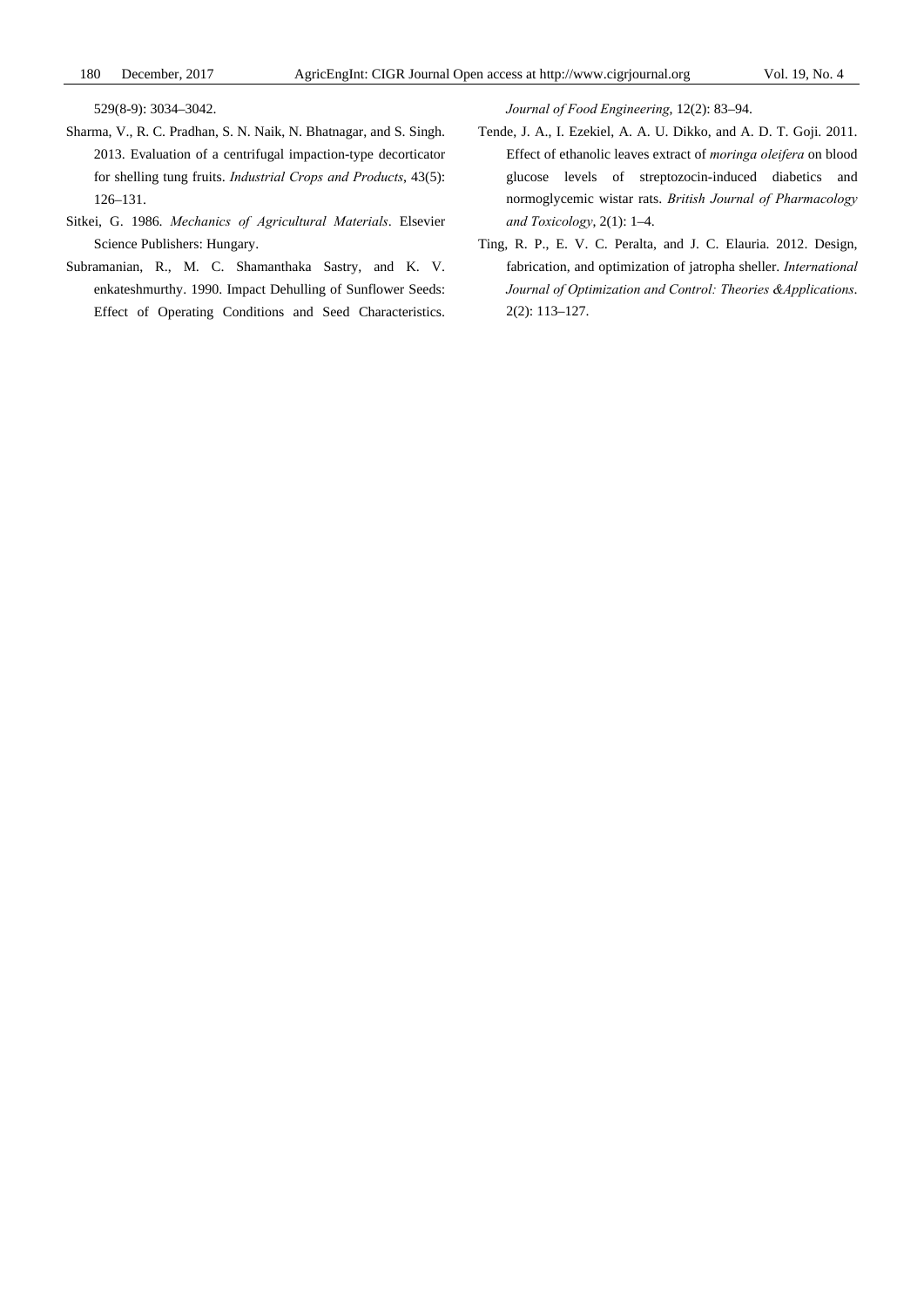529(8-9): 3034–3042.

Sharma, V., R. C. Pradhan, S. N. Naik, N. Bhatnagar, and S. Singh. 2013. Evaluation of a centrifugal impaction-type decorticator for shelling tung fruits. *Industrial Crops and Products*, 43(5): 126–131.

Sitkei, G. 1986. *Mechanics of Agricultural Materials*. Elsevier Science Publishers: Hungary.

Subramanian, R., M. C. Shamanthaka Sastry, and K. V. enkateshmurthy. 1990. Impact Dehulling of Sunflower Seeds: Effect of Operating Conditions and Seed Characteristics. *Journal of Food Engineering*, 12(2): 83–94.

Tende, J. A., I. Ezekiel, A. A. U. Dikko, and A. D. T. Goji. 2011. Effect of ethanolic leaves extract of *moringa oleifera* on blood glucose levels of streptozocin-induced diabetics and normoglycemic wistar rats. *British Journal of Pharmacology and Toxicology*, 2(1): 1–4.

Ting, R. P., E. V. C. Peralta, and J. C. Elauria. 2012. Design, fabrication, and optimization of jatropha sheller. *International Journal of Optimization and Control: Theories &Applications*. 2(2): 113–127.